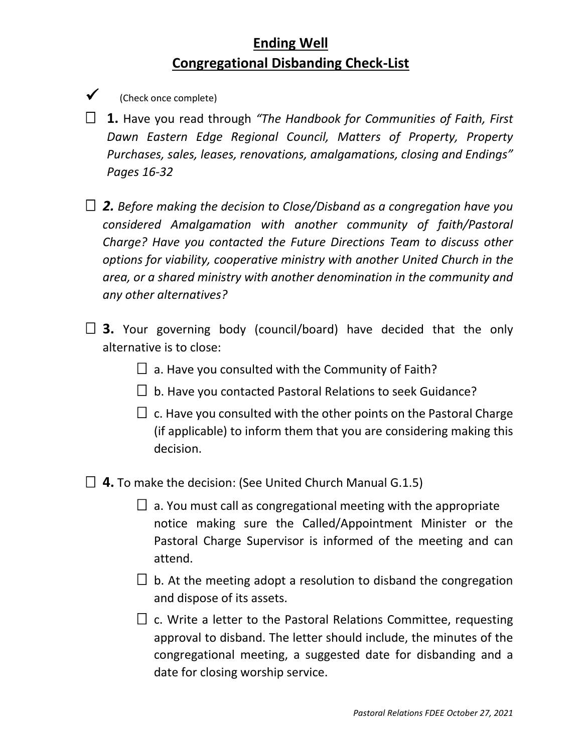# Ending Well

# Congregational Disbanding Check-List

✓ (Check once complete)

☐ **1.** Have you read through *"The Handbook for Communities of Faith, First Dawn Eastern Edge Regional Council, Matters of Property, Property Purchases, sales, leases, renovations, amalgamations, closing and Endings" Pages 16-32*

☐ ***2.*** *Before making the decision to Close/Disband as a congregation have you considered Amalgamation with another community of faith/Pastoral Charge? Have you contacted the Future Directions Team to discuss other options for viability, cooperative ministry with another United Church in the area, or a shared ministry with another denomination in the community and any other alternatives?*

☐ **3.** Your governing body (council/board) have decided that the only alternative is to close:

- ☐ a. Have you consulted with the Community of Faith?
- ☐ b. Have you contacted Pastoral Relations to seek Guidance?
- ☐ c. Have you consulted with the other points on the Pastoral Charge (if applicable) to inform them that you are considering making this decision.

☐ **4.** To make the decision: (See United Church Manual G.1.5)

- ☐ a. You must call as congregational meeting with the appropriate notice making sure the Called/Appointment Minister or the Pastoral Charge Supervisor is informed of the meeting and can attend.
- ☐ b. At the meeting adopt a resolution to disband the congregation and dispose of its assets.
- ☐ c. Write a letter to the Pastoral Relations Committee, requesting approval to disband. The letter should include, the minutes of the congregational meeting, a suggested date for disbanding and a date for closing worship service.

*Pastoral Relations FDEE October 27, 2021*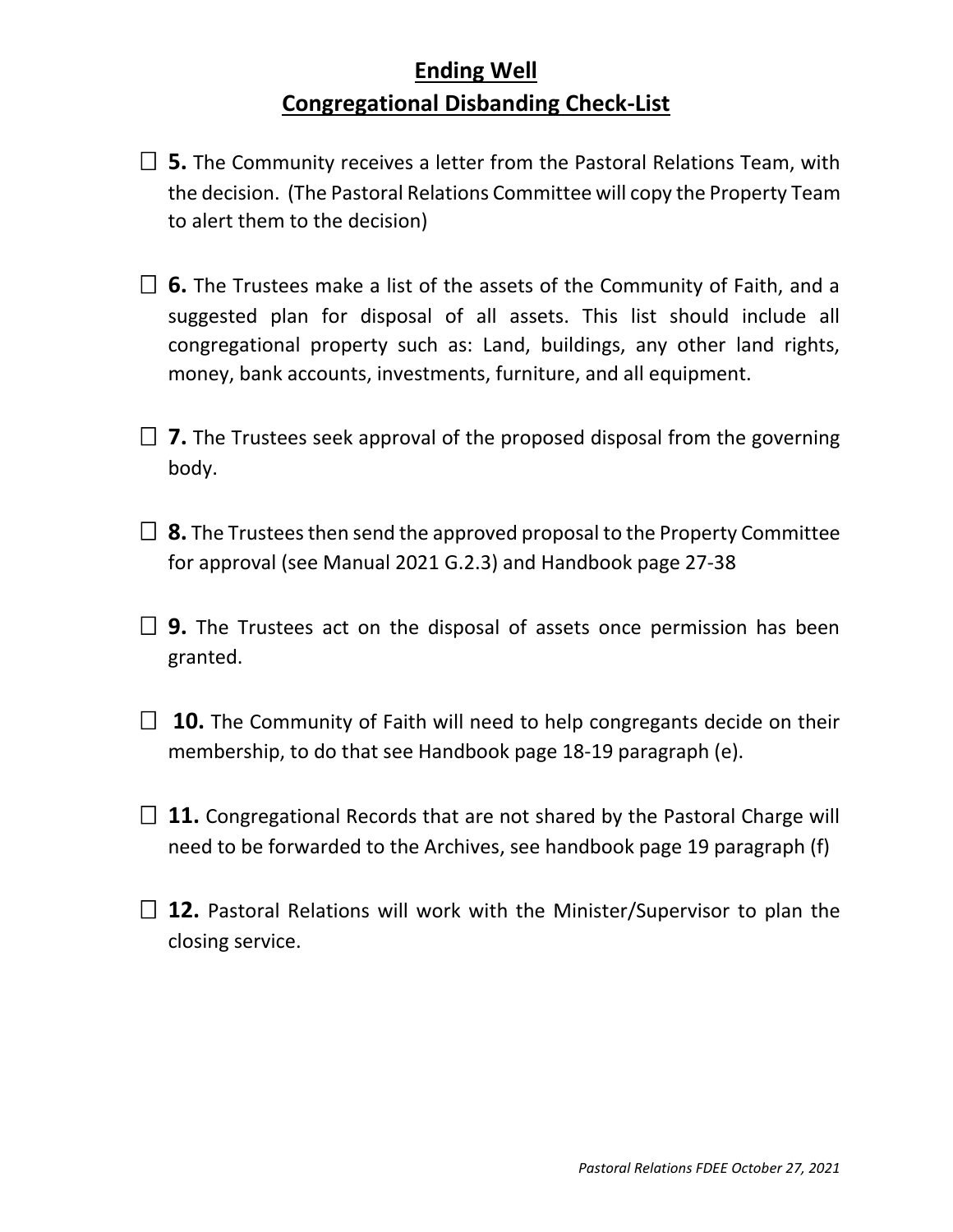# Ending Well

# Congregational Disbanding Check-List

☐ **5.** The Community receives a letter from the Pastoral Relations Team, with the decision. (The Pastoral Relations Committee will copy the Property Team to alert them to the decision)

☐ **6.** The Trustees make a list of the assets of the Community of Faith, and a suggested plan for disposal of all assets. This list should include all congregational property such as: Land, buildings, any other land rights, money, bank accounts, investments, furniture, and all equipment.

☐ **7.** The Trustees seek approval of the proposed disposal from the governing body.

☐ **8.** The Trustees then send the approved proposal to the Property Committee for approval (see Manual 2021 G.2.3) and Handbook page 27-38

☐ **9.** The Trustees act on the disposal of assets once permission has been granted.

☐ **10.** The Community of Faith will need to help congregants decide on their membership, to do that see Handbook page 18-19 paragraph (e).

☐ **11.** Congregational Records that are not shared by the Pastoral Charge will need to be forwarded to the Archives, see handbook page 19 paragraph (f)

☐ **12.** Pastoral Relations will work with the Minister/Supervisor to plan the closing service.

*Pastoral Relations FDEE October 27, 2021*